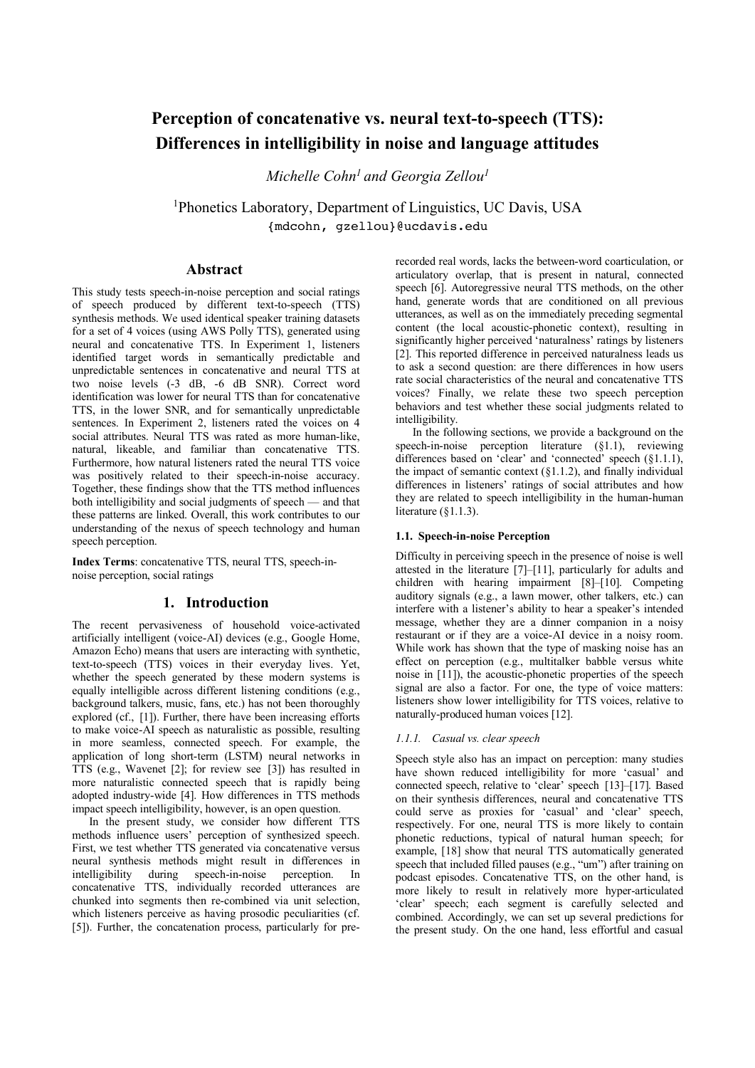# Perception of concatenative vs. neural text-to-speech (TTS): Differences in intelligibility in noise and language attitudes

*Michelle Cohn[1] and Georgia Zellou[1]*

[1]Phonetics Laboratory, Department of Linguistics, UC Davis, USA
{mdcohn, gzellou}@ucdavis.edu

## Abstract

This study tests speech-in-noise perception and social ratings of speech produced by different text-to-speech (TTS) synthesis methods. We used identical speaker training datasets for a set of 4 voices (using AWS Polly TTS), generated using neural and concatenative TTS. In Experiment 1, listeners identified target words in semantically predictable and unpredictable sentences in concatenative and neural TTS at two noise levels (-3 dB, -6 dB SNR). Correct word identification was lower for neural TTS than for concatenative TTS, in the lower SNR, and for semantically unpredictable sentences. In Experiment 2, listeners rated the voices on 4 social attributes. Neural TTS was rated as more human-like, natural, likeable, and familiar than concatenative TTS. Furthermore, how natural listeners rated the neural TTS voice was positively related to their speech-in-noise accuracy. Together, these findings show that the TTS method influences both intelligibility and social judgments of speech — and that these patterns are linked. Overall, this work contributes to our understanding of the nexus of speech technology and human speech perception.

**Index Terms**: concatenative TTS, neural TTS, speech-in-noise perception, social ratings

## 1. Introduction

The recent pervasiveness of household voice-activated artificially intelligent (voice-AI) devices (e.g., Google Home, Amazon Echo) means that users are interacting with synthetic, text-to-speech (TTS) voices in their everyday lives. Yet, whether the speech generated by these modern systems is equally intelligible across different listening conditions (e.g., background talkers, music, fans, etc.) has not been thoroughly explored (cf., [1]). Further, there have been increasing efforts to make voice-AI speech as naturalistic as possible, resulting in more seamless, connected speech. For example, the application of long short-term (LSTM) neural networks in TTS (e.g., Wavenet [2]; for review see [3]) has resulted in more naturalistic connected speech that is rapidly being adopted industry-wide [4]. How differences in TTS methods impact speech intelligibility, however, is an open question.

In the present study, we consider how different TTS methods influence users' perception of synthesized speech. First, we test whether TTS generated via concatenative versus neural synthesis methods might result in differences in intelligibility during speech-in-noise perception. In concatenative TTS, individually recorded utterances are chunked into segments then re-combined via unit selection, which listeners perceive as having prosodic peculiarities (cf. [5]). Further, the concatenation process, particularly for pre-recorded real words, lacks the between-word coarticulation, or articulatory overlap, that is present in natural, connected speech [6]. Autoregressive neural TTS methods, on the other hand, generate words that are conditioned on all previous utterances, as well as on the immediately preceding segmental content (the local acoustic-phonetic context), resulting in significantly higher perceived 'naturalness' ratings by listeners [2]. This reported difference in perceived naturalness leads us to ask a second question: are there differences in how users rate social characteristics of the neural and concatenative TTS voices? Finally, we relate these two speech perception behaviors and test whether these social judgments related to intelligibility.

In the following sections, we provide a background on the speech-in-noise perception literature (§1.1), reviewing differences based on 'clear' and 'connected' speech (§1.1.1), the impact of semantic context (§1.1.2), and finally individual differences in listeners' ratings of social attributes and how they are related to speech intelligibility in the human-human literature (§1.1.3).

### 1.1. Speech-in-noise Perception

Difficulty in perceiving speech in the presence of noise is well attested in the literature [7]–[11], particularly for adults and children with hearing impairment [8]–[10]. Competing auditory signals (e.g., a lawn mower, other talkers, etc.) can interfere with a listener's ability to hear a speaker's intended message, whether they are a dinner companion in a noisy restaurant or if they are a voice-AI device in a noisy room. While work has shown that the type of masking noise has an effect on perception (e.g., multitalker babble versus white noise in [11]), the acoustic-phonetic properties of the speech signal are also a factor. For one, the type of voice matters: listeners show lower intelligibility for TTS voices, relative to naturally-produced human voices [12].

#### *1.1.1. Casual vs. clear speech*

Speech style also has an impact on perception: many studies have shown reduced intelligibility for more 'casual' and connected speech, relative to 'clear' speech [13]–[17]. Based on their synthesis differences, neural and concatenative TTS could serve as proxies for 'casual' and 'clear' speech, respectively. For one, neural TTS is more likely to contain phonetic reductions, typical of natural human speech; for example, [18] show that neural TTS automatically generated speech that included filled pauses (e.g., "um") after training on podcast episodes. Concatenative TTS, on the other hand, is more likely to result in relatively more hyper-articulated 'clear' speech; each segment is carefully selected and combined. Accordingly, we can set up several predictions for the present study. On the one hand, less effortful and casual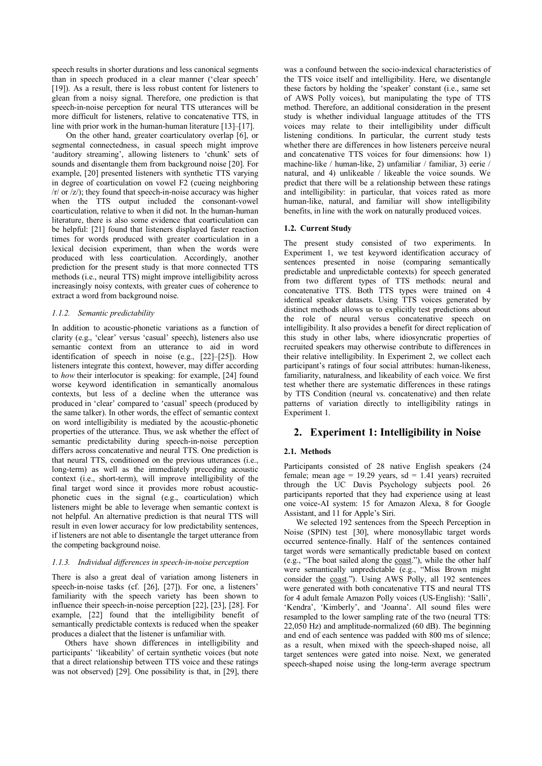speech results in shorter durations and less canonical segments than in speech produced in a clear manner ('clear speech' [19]). As a result, there is less robust content for listeners to glean from a noisy signal. Therefore, one prediction is that speech-in-noise perception for neural TTS utterances will be more difficult for listeners, relative to concatenative TTS, in line with prior work in the human-human literature [13]–[17].

On the other hand, greater coarticulatory overlap [6], or segmental connectedness, in casual speech might improve 'auditory streaming', allowing listeners to 'chunk' sets of sounds and disentangle them from background noise [20]. For example, [20] presented listeners with synthetic TTS varying in degree of coarticulation on vowel F2 (cueing neighboring /r/ or /z/); they found that speech-in-noise accuracy was higher when the TTS output included the consonant-vowel coarticulation, relative to when it did not. In the human-human literature, there is also some evidence that coarticulation can be helpful: [21] found that listeners displayed faster reaction times for words produced with greater coarticulation in a lexical decision experiment, than when the words were produced with less coarticulation. Accordingly, another prediction for the present study is that more connected TTS methods (i.e., neural TTS) might improve intelligibility across increasingly noisy contexts, with greater cues of coherence to extract a word from background noise.

#### *1.1.2. Semantic predictability*

In addition to acoustic-phonetic variations as a function of clarity (e.g., 'clear' versus 'casual' speech), listeners also use semantic context from an utterance to aid in word identification of speech in noise (e.g., [22]–[25]). How listeners integrate this context, however, may differ according to *how* their interlocutor is speaking: for example, [24] found worse keyword identification in semantically anomalous contexts, but less of a decline when the utterance was produced in 'clear' compared to 'casual' speech (produced by the same talker). In other words, the effect of semantic context on word intelligibility is mediated by the acoustic-phonetic properties of the utterance. Thus, we ask whether the effect of semantic predictability during speech-in-noise perception differs across concatenative and neural TTS. One prediction is that neural TTS, conditioned on the previous utterances (i.e., long-term) as well as the immediately preceding acoustic context (i.e., short-term), will improve intelligibility of the final target word since it provides more robust acoustic-phonetic cues in the signal (e.g., coarticulation) which listeners might be able to leverage when semantic context is not helpful. An alternative prediction is that neural TTS will result in even lower accuracy for low predictability sentences, if listeners are not able to disentangle the target utterance from the competing background noise.

#### *1.1.3. Individual differences in speech-in-noise perception*

There is also a great deal of variation among listeners in speech-in-noise tasks (cf. [26], [27]). For one, a listeners' familiarity with the speech variety has been shown to influence their speech-in-noise perception [22], [23], [28]. For example, [22] found that the intelligibility benefit of semantically predictable contexts is reduced when the speaker produces a dialect that the listener is unfamiliar with.

Others have shown differences in intelligibility and participants' 'likeability' of certain synthetic voices (but note that a direct relationship between TTS voice and these ratings was not observed) [29]. One possibility is that, in [29], there was a confound between the socio-indexical characteristics of the TTS voice itself and intelligibility. Here, we disentangle these factors by holding the 'speaker' constant (i.e., same set of AWS Polly voices), but manipulating the type of TTS method. Therefore, an additional consideration in the present study is whether individual language attitudes of the TTS voices may relate to their intelligibility under difficult listening conditions. In particular, the current study tests whether there are differences in how listeners perceive neural and concatenative TTS voices for four dimensions: how 1) machine-like / human-like, 2) unfamiliar / familiar, 3) eerie / natural, and 4) unlikeable / likeable the voice sounds. We predict that there will be a relationship between these ratings and intelligibility: in particular, that voices rated as more human-like, natural, and familiar will show intelligibility benefits, in line with the work on naturally produced voices.

### 1.2. Current Study

The present study consisted of two experiments. In Experiment 1, we test keyword identification accuracy of sentences presented in noise (comparing semantically predictable and unpredictable contexts) for speech generated from two different types of TTS methods: neural and concatenative TTS. Both TTS types were trained on 4 identical speaker datasets. Using TTS voices generated by distinct methods allows us to explicitly test predictions about the role of neural versus concatenative speech on intelligibility. It also provides a benefit for direct replication of this study in other labs, where idiosyncratic properties of recruited speakers may otherwise contribute to differences in their relative intelligibility. In Experiment 2, we collect each participant's ratings of four social attributes: human-likeness, familiarity, naturalness, and likeability of each voice. We first test whether there are systematic differences in these ratings by TTS Condition (neural vs. concatenative) and then relate patterns of variation directly to intelligibility ratings in Experiment 1.

## 2. Experiment 1: Intelligibility in Noise

### 2.1. Methods

Participants consisted of 28 native English speakers (24 female; mean age = 19.29 years, sd = 1.41 years) recruited through the UC Davis Psychology subjects pool. 26 participants reported that they had experience using at least one voice-AI system: 15 for Amazon Alexa, 8 for Google Assistant, and 11 for Apple's Siri.

We selected 192 sentences from the Speech Perception in Noise (SPIN) test [30], where monosyllabic target words occurred sentence-finally. Half of the sentences contained target words were semantically predictable based on context (e.g., "The boat sailed along the coast."), while the other half were semantically unpredictable (e.g., "Miss Brown might consider the coast."). Using AWS Polly, all 192 sentences were generated with both concatenative TTS and neural TTS for 4 adult female Amazon Polly voices (US-English): 'Salli', 'Kendra', 'Kimberly', and 'Joanna'. All sound files were resampled to the lower sampling rate of the two (neural TTS: 22,050 Hz) and amplitude-normalized (60 dB). The beginning and end of each sentence was padded with 800 ms of silence; as a result, when mixed with the speech-shaped noise, all target sentences were gated into noise. Next, we generated speech-shaped noise using the long-term average spectrum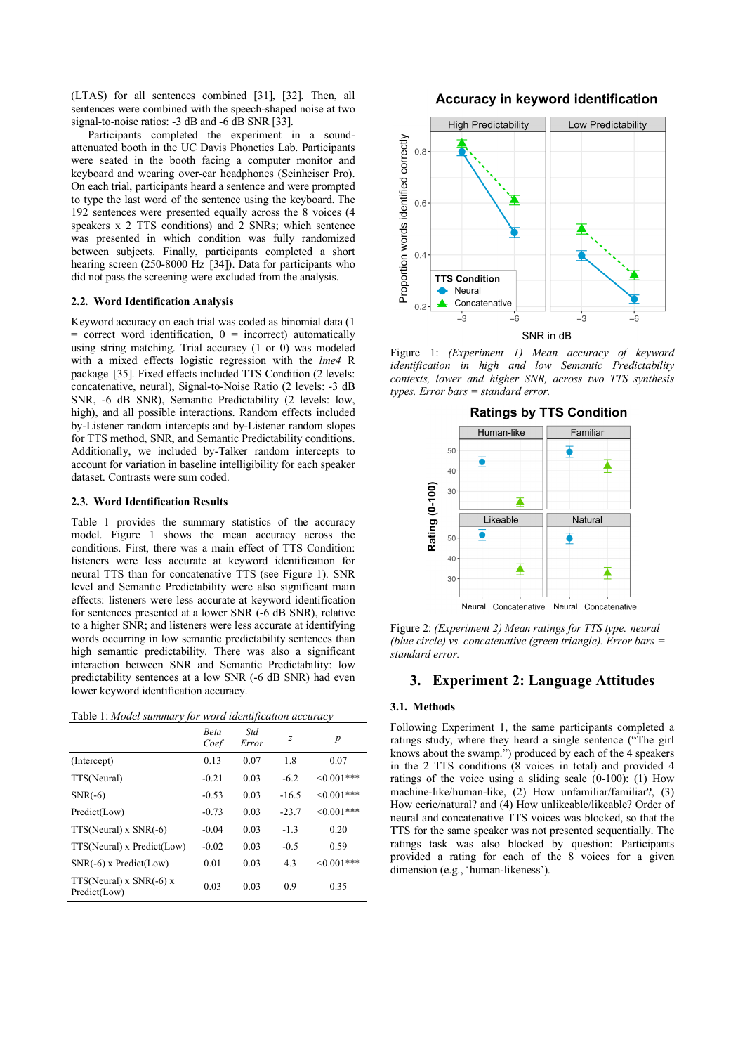(LTAS) for all sentences combined [31], [32]. Then, all sentences were combined with the speech-shaped noise at two signal-to-noise ratios: -3 dB and -6 dB SNR [33].

Participants completed the experiment in a sound-attenuated booth in the UC Davis Phonetics Lab. Participants were seated in the booth facing a computer monitor and keyboard and wearing over-ear headphones (Seinheiser Pro). On each trial, participants heard a sentence and were prompted to type the last word of the sentence using the keyboard. The 192 sentences were presented equally across the 8 voices (4 speakers x 2 TTS conditions) and 2 SNRs; which sentence was presented in which condition was fully randomized between subjects. Finally, participants completed a short hearing screen (250-8000 Hz [34]). Data for participants who did not pass the screening were excluded from the analysis.

### 2.2. Word Identification Analysis

Keyword accuracy on each trial was coded as binomial data (1 = correct word identification, 0 = incorrect) automatically using string matching. Trial accuracy (1 or 0) was modeled with a mixed effects logistic regression with the *lme4* R package [35]. Fixed effects included TTS Condition (2 levels: concatenative, neural), Signal-to-Noise Ratio (2 levels: -3 dB SNR, -6 dB SNR), Semantic Predictability (2 levels: low, high), and all possible interactions. Random effects included by-Listener random intercepts and by-Listener random slopes for TTS method, SNR, and Semantic Predictability conditions. Additionally, we included by-Talker random intercepts to account for variation in baseline intelligibility for each speaker dataset. Contrasts were sum coded.

### 2.3. Word Identification Results

Table 1 provides the summary statistics of the accuracy model. Figure 1 shows the mean accuracy across the conditions. First, there was a main effect of TTS Condition: listeners were less accurate at keyword identification for neural TTS than for concatenative TTS (see Figure 1). SNR level and Semantic Predictability were also significant main effects: listeners were less accurate at keyword identification for sentences presented at a lower SNR (-6 dB SNR), relative to a higher SNR; and listeners were less accurate at identifying words occurring in low semantic predictability sentences than high semantic predictability. There was also a significant interaction between SNR and Semantic Predictability: low predictability sentences at a low SNR (-6 dB SNR) had even lower keyword identification accuracy.

Table 1: *Model summary for word identification accuracy*

| | *Beta Coef* | *Std Error* | *z* | *p* |
|---|---|---|---|---|
| (Intercept) | 0.13 | 0.07 | 1.8 | 0.07 |
| TTS(Neural) | -0.21 | 0.03 | -6.2 | <0.001*** |
| SNR(-6) | -0.53 | 0.03 | -16.5 | <0.001*** |
| Predict(Low) | -0.73 | 0.03 | -23.7 | <0.001*** |
| TTS(Neural) x SNR(-6) | -0.04 | 0.03 | -1.3 | 0.20 |
| TTS(Neural) x Predict(Low) | -0.02 | 0.03 | -0.5 | 0.59 |
| SNR(-6) x Predict(Low) | 0.01 | 0.03 | 4.3 | <0.001*** |
| TTS(Neural) x SNR(-6) x Predict(Low) | 0.03 | 0.03 | 0.9 | 0.35 |

Figure 1: *(Experiment 1) Mean accuracy of keyword identification in high and low Semantic Predictability contexts, lower and higher SNR, across two TTS synthesis types. Error bars = standard error.*

Figure 2: *(Experiment 2) Mean ratings for TTS type: neural (blue circle) vs. concatenative (green triangle). Error bars = standard error.*

## 3. Experiment 2: Language Attitudes

### 3.1. Methods

Following Experiment 1, the same participants completed a ratings study, where they heard a single sentence ("The girl knows about the swamp.") produced by each of the 4 speakers in the 2 TTS conditions (8 voices in total) and provided 4 ratings of the voice using a sliding scale (0-100): (1) How machine-like/human-like, (2) How unfamiliar/familiar?, (3) How eerie/natural? and (4) How unlikeable/likeable? Order of neural and concatenative TTS voices was blocked, so that the TTS for the same speaker was not presented sequentially. The ratings task was also blocked by question: Participants provided a rating for each of the 8 voices for a given dimension (e.g., 'human-likeness').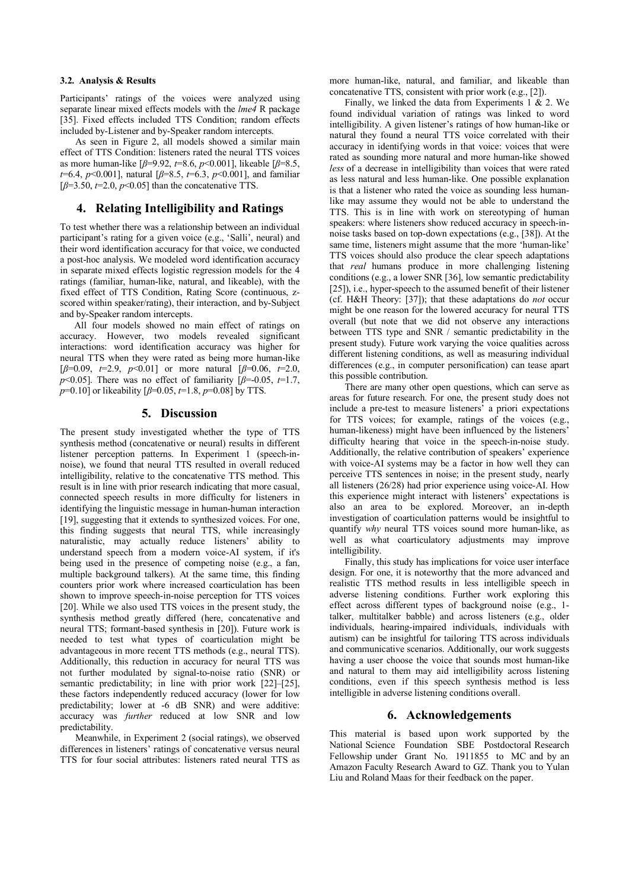### 3.2. Analysis & Results

Participants' ratings of the voices were analyzed using separate linear mixed effects models with the *lme4* R package [35]. Fixed effects included TTS Condition; random effects included by-Listener and by-Speaker random intercepts.

As seen in Figure 2, all models showed a similar main effect of TTS Condition: listeners rated the neural TTS voices as more human-like [$\beta$=9.92, $t$=8.6, $p$<0.001], likeable [$\beta$=8.5, $t$=6.4, $p$<0.001], natural [$\beta$=8.5, $t$=6.3, $p$<0.001], and familiar [$\beta$=3.50, $t$=2.0, $p$<0.05] than the concatenative TTS.

## 4. Relating Intelligibility and Ratings

To test whether there was a relationship between an individual participant's rating for a given voice (e.g., 'Salli', neural) and their word identification accuracy for that voice, we conducted a post-hoc analysis. We modeled word identification accuracy in separate mixed effects logistic regression models for the 4 ratings (familiar, human-like, natural, and likeable), with the fixed effect of TTS Condition, Rating Score (continuous, z-scored within speaker/rating), their interaction, and by-Subject and by-Speaker random intercepts.

All four models showed no main effect of ratings on accuracy. However, two models revealed significant interactions: word identification accuracy was higher for neural TTS when they were rated as being more human-like [$\beta$=0.09, $t$=2.9, $p$<0.01] or more natural [$\beta$=0.06, $t$=2.0, $p$<0.05]. There was no effect of familiarity [$\beta$=-0.05, $t$=1.7, $p$=0.10] or likeability [$\beta$=0.05, $t$=1.8, $p$=0.08] by TTS.

## 5. Discussion

The present study investigated whether the type of TTS synthesis method (concatenative or neural) results in different listener perception patterns. In Experiment 1 (speech-in-noise), we found that neural TTS resulted in overall reduced intelligibility, relative to the concatenative TTS method. This result is in line with prior research indicating that more casual, connected speech results in more difficulty for listeners in identifying the linguistic message in human-human interaction [19], suggesting that it extends to synthesized voices. For one, this finding suggests that neural TTS, while increasingly naturalistic, may actually reduce listeners' ability to understand speech from a modern voice-AI system, if it's being used in the presence of competing noise (e.g., a fan, multiple background talkers). At the same time, this finding counters prior work where increased coarticulation has been shown to improve speech-in-noise perception for TTS voices [20]. While we also used TTS voices in the present study, the synthesis method greatly differed (here, concatenative and neural TTS; formant-based synthesis in [20]). Future work is needed to test what types of coarticulation might be advantageous in more recent TTS methods (e.g., neural TTS). Additionally, this reduction in accuracy for neural TTS was not further modulated by signal-to-noise ratio (SNR) or semantic predictability; in line with prior work [22]–[25], these factors independently reduced accuracy (lower for low predictability; lower at -6 dB SNR) and were additive: accuracy was *further* reduced at low SNR and low predictability.

Meanwhile, in Experiment 2 (social ratings), we observed differences in listeners' ratings of concatenative versus neural TTS for four social attributes: listeners rated neural TTS as more human-like, natural, and familiar, and likeable than concatenative TTS, consistent with prior work (e.g., [2]).

Finally, we linked the data from Experiments 1 & 2. We found individual variation of ratings was linked to word intelligibility. A given listener's ratings of how human-like or natural they found a neural TTS voice correlated with their accuracy in identifying words in that voice: voices that were rated as sounding more natural and more human-like showed *less* of a decrease in intelligibility than voices that were rated as less natural and less human-like. One possible explanation is that a listener who rated the voice as sounding less human-like may assume they would not be able to understand the TTS. This is in line with work on stereotyping of human speakers: where listeners show reduced accuracy in speech-in-noise tasks based on top-down expectations (e.g., [38]). At the same time, listeners might assume that the more 'human-like' TTS voices should also produce the clear speech adaptations that *real* humans produce in more challenging listening conditions (e.g., a lower SNR [36], low semantic predictability [25]), i.e., hyper-speech to the assumed benefit of their listener (cf. H&H Theory: [37]); that these adaptations do *not* occur might be one reason for the lowered accuracy for neural TTS overall (but note that we did not observe any interactions between TTS type and SNR / semantic predictability in the present study). Future work varying the voice qualities across different listening conditions, as well as measuring individual differences (e.g., in computer personification) can tease apart this possible contribution.

There are many other open questions, which can serve as areas for future research. For one, the present study does not include a pre-test to measure listeners' a priori expectations for TTS voices; for example, ratings of the voices (e.g., human-likeness) might have been influenced by the listeners' difficulty hearing that voice in the speech-in-noise study. Additionally, the relative contribution of speakers' experience with voice-AI systems may be a factor in how well they can perceive TTS sentences in noise; in the present study, nearly all listeners (26/28) had prior experience using voice-AI. How this experience might interact with listeners' expectations is also an area to be explored. Moreover, an in-depth investigation of coarticulation patterns would be insightful to quantify *why* neural TTS voices sound more human-like, as well as what coarticulatory adjustments may improve intelligibility.

Finally, this study has implications for voice user interface design. For one, it is noteworthy that the more advanced and realistic TTS method results in less intelligible speech in adverse listening conditions. Further work exploring this effect across different types of background noise (e.g., 1-talker, multitalker babble) and across listeners (e.g., older individuals, hearing-impaired individuals, individuals with autism) can be insightful for tailoring TTS across individuals and communicative scenarios. Additionally, our work suggests having a user choose the voice that sounds most human-like and natural to them may aid intelligibility across listening conditions, even if this speech synthesis method is less intelligible in adverse listening conditions overall.

## 6. Acknowledgements

This material is based upon work supported by the National Science Foundation SBE Postdoctoral Research Fellowship under Grant No. 1911855 to MC and by an Amazon Faculty Research Award to GZ. Thank you to Yulan Liu and Roland Maas for their feedback on the paper.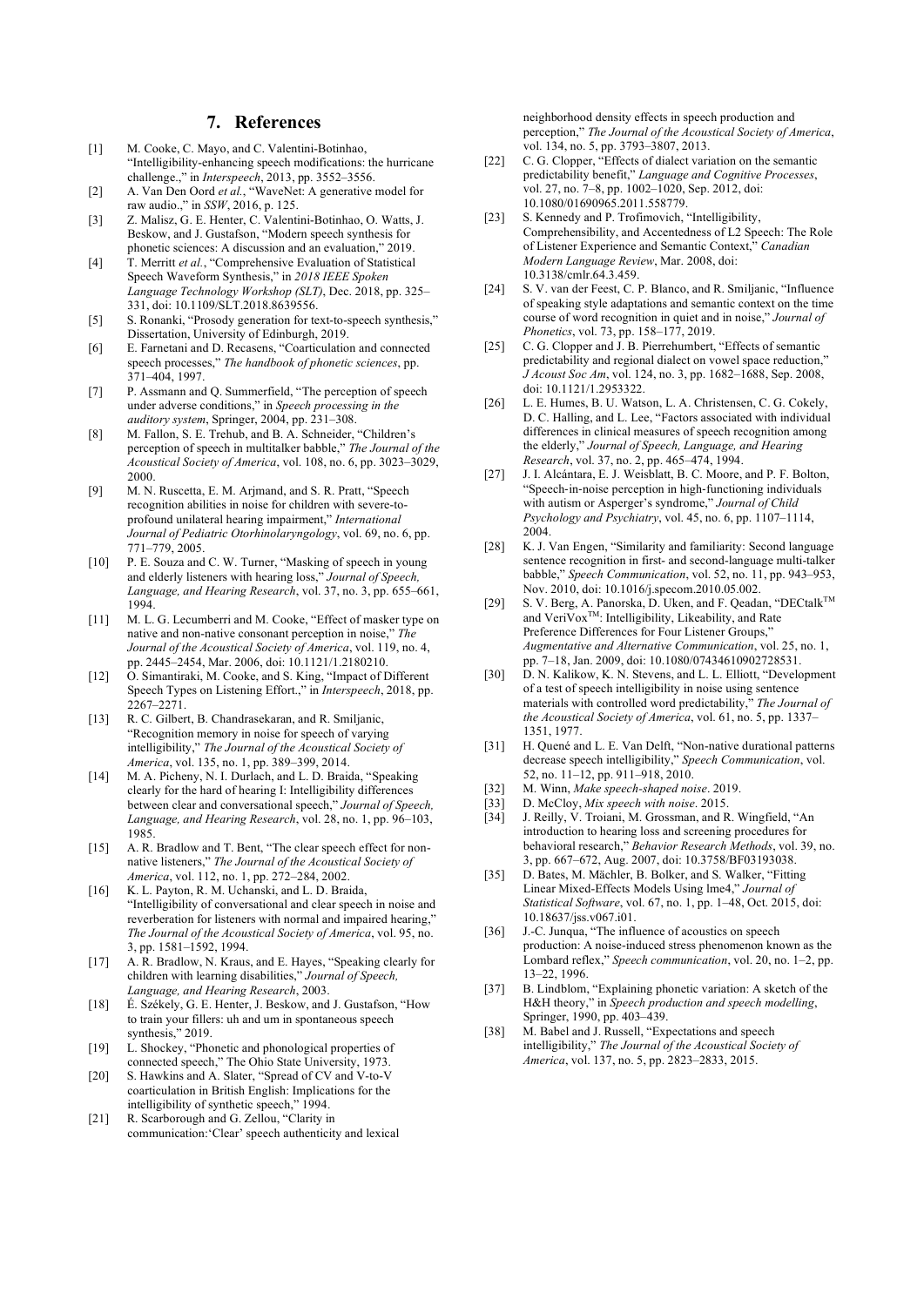## 7. References

[1] M. Cooke, C. Mayo, and C. Valentini-Botinhao, "Intelligibility-enhancing speech modifications: the hurricane challenge.," in *Interspeech*, 2013, pp. 3552–3556.

[2] A. Van Den Oord *et al.*, "WaveNet: A generative model for raw audio.," in *SSW*, 2016, p. 125.

[3] Z. Malisz, G. E. Henter, C. Valentini-Botinhao, O. Watts, J. Beskow, and J. Gustafson, "Modern speech synthesis for phonetic sciences: A discussion and an evaluation," 2019.

[4] T. Merritt *et al.*, "Comprehensive Evaluation of Statistical Speech Waveform Synthesis," in *2018 IEEE Spoken Language Technology Workshop (SLT)*, Dec. 2018, pp. 325–331, doi: 10.1109/SLT.2018.8639556.

[5] S. Ronanki, "Prosody generation for text-to-speech synthesis," Dissertation, University of Edinburgh, 2019.

[6] E. Farnetani and D. Recasens, "Coarticulation and connected speech processes," *The handbook of phonetic sciences*, pp. 371–404, 1997.

[7] P. Assmann and Q. Summerfield, "The perception of speech under adverse conditions," in *Speech processing in the auditory system*, Springer, 2004, pp. 231–308.

[8] M. Fallon, S. E. Trehub, and B. A. Schneider, "Children's perception of speech in multitalker babble," *The Journal of the Acoustical Society of America*, vol. 108, no. 6, pp. 3023–3029, 2000.

[9] M. N. Ruscetta, E. M. Arjmand, and S. R. Pratt, "Speech recognition abilities in noise for children with severe-to-profound unilateral hearing impairment," *International Journal of Pediatric Otorhinolaryngology*, vol. 69, no. 6, pp. 771–779, 2005.

[10] P. E. Souza and C. W. Turner, "Masking of speech in young and elderly listeners with hearing loss," *Journal of Speech, Language, and Hearing Research*, vol. 37, no. 3, pp. 655–661, 1994.

[11] M. L. G. Lecumberri and M. Cooke, "Effect of masker type on native and non-native consonant perception in noise," *The Journal of the Acoustical Society of America*, vol. 119, no. 4, pp. 2445–2454, Mar. 2006, doi: 10.1121/1.2180210.

[12] O. Simantiraki, M. Cooke, and S. King, "Impact of Different Speech Types on Listening Effort.," in *Interspeech*, 2018, pp. 2267–2271.

[13] R. C. Gilbert, B. Chandrasekaran, and R. Smiljanic, "Recognition memory in noise for speech of varying intelligibility," *The Journal of the Acoustical Society of America*, vol. 135, no. 1, pp. 389–399, 2014.

[14] M. A. Picheny, N. I. Durlach, and L. D. Braida, "Speaking clearly for the hard of hearing I: Intelligibility differences between clear and conversational speech," *Journal of Speech, Language, and Hearing Research*, vol. 28, no. 1, pp. 96–103, 1985.

[15] A. R. Bradlow and T. Bent, "The clear speech effect for non-native listeners," *The Journal of the Acoustical Society of America*, vol. 112, no. 1, pp. 272–284, 2002.

[16] K. L. Payton, R. M. Uchanski, and L. D. Braida, "Intelligibility of conversational and clear speech in noise and reverberation for listeners with normal and impaired hearing," *The Journal of the Acoustical Society of America*, vol. 95, no. 3, pp. 1581–1592, 1994.

[17] A. R. Bradlow, N. Kraus, and E. Hayes, "Speaking clearly for children with learning disabilities," *Journal of Speech, Language, and Hearing Research*, 2003.

[18] É. Székely, G. E. Henter, J. Beskow, and J. Gustafson, "How to train your fillers: uh and um in spontaneous speech synthesis," 2019.

[19] L. Shockey, "Phonetic and phonological properties of connected speech," The Ohio State University, 1973.

[20] S. Hawkins and A. Slater, "Spread of CV and V-to-V coarticulation in British English: Implications for the intelligibility of synthetic speech," 1994.

[21] R. Scarborough and G. Zellou, "Clarity in communication:'Clear' speech authenticity and lexical neighborhood density effects in speech production and perception," *The Journal of the Acoustical Society of America*, vol. 134, no. 5, pp. 3793–3807, 2013.

[22] C. G. Clopper, "Effects of dialect variation on the semantic predictability benefit," *Language and Cognitive Processes*, vol. 27, no. 7–8, pp. 1002–1020, Sep. 2012, doi: 10.1080/01690965.2011.558779.

[23] S. Kennedy and P. Trofimovich, "Intelligibility, Comprehensibility, and Accentedness of L2 Speech: The Role of Listener Experience and Semantic Context," *Canadian Modern Language Review*, Mar. 2008, doi: 10.3138/cmlr.64.3.459.

[24] S. V. van der Feest, C. P. Blanco, and R. Smiljanic, "Influence of speaking style adaptations and semantic context on the time course of word recognition in quiet and in noise," *Journal of Phonetics*, vol. 73, pp. 158–177, 2019.

[25] C. G. Clopper and J. B. Pierrehumbert, "Effects of semantic predictability and regional dialect on vowel space reduction," *J Acoust Soc Am*, vol. 124, no. 3, pp. 1682–1688, Sep. 2008, doi: 10.1121/1.2953322.

[26] L. E. Humes, B. U. Watson, L. A. Christensen, C. G. Cokely, D. C. Halling, and L. Lee, "Factors associated with individual differences in clinical measures of speech recognition among the elderly," *Journal of Speech, Language, and Hearing Research*, vol. 37, no. 2, pp. 465–474, 1994.

[27] J. I. Alcántara, E. J. Weisblatt, B. C. Moore, and P. F. Bolton, "Speech‐in‐noise perception in high‐functioning individuals with autism or Asperger's syndrome," *Journal of Child Psychology and Psychiatry*, vol. 45, no. 6, pp. 1107–1114, 2004.

[28] K. J. Van Engen, "Similarity and familiarity: Second language sentence recognition in first- and second-language multi-talker babble," *Speech Communication*, vol. 52, no. 11, pp. 943–953, Nov. 2010, doi: 10.1016/j.specom.2010.05.002.

[29] S. V. Berg, A. Panorska, D. Uken, and F. Qeadan, "DECtalk™ and VeriVox™: Intelligibility, Likeability, and Rate Preference Differences for Four Listener Groups," *Augmentative and Alternative Communication*, vol. 25, no. 1, pp. 7–18, Jan. 2009, doi: 10.1080/07434610902728531.

[30] D. N. Kalikow, K. N. Stevens, and L. L. Elliott, "Development of a test of speech intelligibility in noise using sentence materials with controlled word predictability," *The Journal of the Acoustical Society of America*, vol. 61, no. 5, pp. 1337–1351, 1977.

[31] H. Quené and L. E. Van Delft, "Non-native durational patterns decrease speech intelligibility," *Speech Communication*, vol. 52, no. 11–12, pp. 911–918, 2010.

[32] M. Winn, *Make speech-shaped noise*. 2019.

[33] D. McCloy, *Mix speech with noise*. 2015.

[34] J. Reilly, V. Troiani, M. Grossman, and R. Wingfield, "An introduction to hearing loss and screening procedures for behavioral research," *Behavior Research Methods*, vol. 39, no. 3, pp. 667–672, Aug. 2007, doi: 10.3758/BF03193038.

[35] D. Bates, M. Mächler, B. Bolker, and S. Walker, "Fitting Linear Mixed-Effects Models Using lme4," *Journal of Statistical Software*, vol. 67, no. 1, pp. 1–48, Oct. 2015, doi: 10.18637/jss.v067.i01.

[36] J.-C. Junqua, "The influence of acoustics on speech production: A noise-induced stress phenomenon known as the Lombard reflex," *Speech communication*, vol. 20, no. 1–2, pp. 13–22, 1996.

[37] B. Lindblom, "Explaining phonetic variation: A sketch of the H&H theory," in *Speech production and speech modelling*, Springer, 1990, pp. 403–439.

[38] M. Babel and J. Russell, "Expectations and speech intelligibility," *The Journal of the Acoustical Society of America*, vol. 137, no. 5, pp. 2823–2833, 2015.